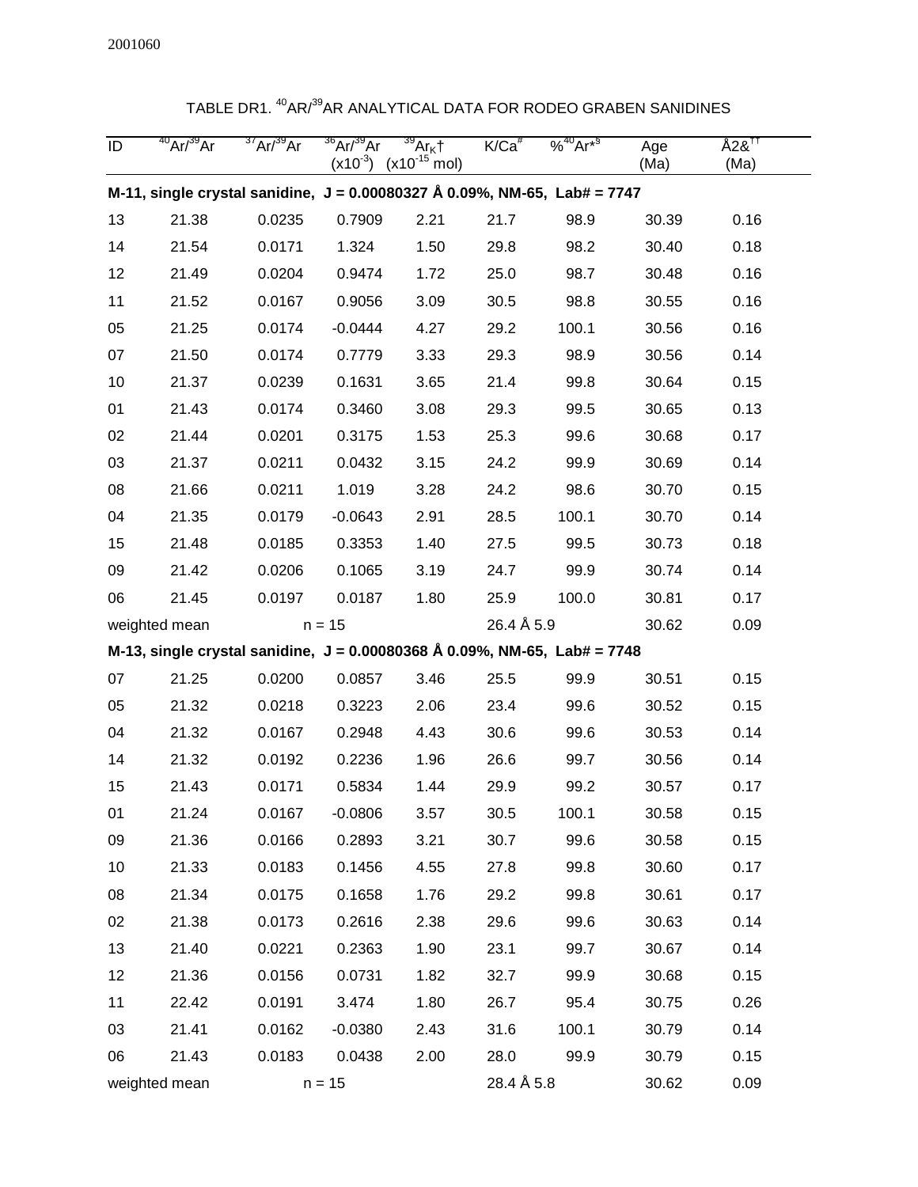2001060

TABLE DR1. $^{40}$AR/$^{39}$AR ANALYTICAL DATA FOR RODEO GRABEN SANIDINES

| ID | $^{40}Ar/^{39}Ar$ | $^{37}Ar/^{39}Ar$ | $^{36}Ar/^{39}Ar$ ($x10^{-3}$) | $^{39}Ar_K$† ($x10^{-15}$ mol) | K/Ca[#] | %$^{40}Ar^*$[§] | Age (Ma) | Å2&[††] (Ma) |
|---|---|---|---|---|---|---|---|---|
| **M-11, single crystal sanidine, J = 0.00080327 Å 0.09%, NM-65, Lab# = 7747** | | | | | | | | |
| 13 | 21.38 | 0.0235 | 0.7909 | 2.21 | 21.7 | 98.9 | 30.39 | 0.16 |
| 14 | 21.54 | 0.0171 | 1.324 | 1.50 | 29.8 | 98.2 | 30.40 | 0.18 |
| 12 | 21.49 | 0.0204 | 0.9474 | 1.72 | 25.0 | 98.7 | 30.48 | 0.16 |
| 11 | 21.52 | 0.0167 | 0.9056 | 3.09 | 30.5 | 98.8 | 30.55 | 0.16 |
| 05 | 21.25 | 0.0174 | -0.0444 | 4.27 | 29.2 | 100.1 | 30.56 | 0.16 |
| 07 | 21.50 | 0.0174 | 0.7779 | 3.33 | 29.3 | 98.9 | 30.56 | 0.14 |
| 10 | 21.37 | 0.0239 | 0.1631 | 3.65 | 21.4 | 99.8 | 30.64 | 0.15 |
| 01 | 21.43 | 0.0174 | 0.3460 | 3.08 | 29.3 | 99.5 | 30.65 | 0.13 |
| 02 | 21.44 | 0.0201 | 0.3175 | 1.53 | 25.3 | 99.6 | 30.68 | 0.17 |
| 03 | 21.37 | 0.0211 | 0.0432 | 3.15 | 24.2 | 99.9 | 30.69 | 0.14 |
| 08 | 21.66 | 0.0211 | 1.019 | 3.28 | 24.2 | 98.6 | 30.70 | 0.15 |
| 04 | 21.35 | 0.0179 | -0.0643 | 2.91 | 28.5 | 100.1 | 30.70 | 0.14 |
| 15 | 21.48 | 0.0185 | 0.3353 | 1.40 | 27.5 | 99.5 | 30.73 | 0.18 |
| 09 | 21.42 | 0.0206 | 0.1065 | 3.19 | 24.7 | 99.9 | 30.74 | 0.14 |
| 06 | 21.45 | 0.0197 | 0.0187 | 1.80 | 25.9 | 100.0 | 30.81 | 0.17 |
| weighted mean | | | n = 15 | | 26.4 Å 5.9 | | 30.62 | 0.09 |
| **M-13, single crystal sanidine, J = 0.00080368 Å 0.09%, NM-65, Lab# = 7748** | | | | | | | | |
| 07 | 21.25 | 0.0200 | 0.0857 | 3.46 | 25.5 | 99.9 | 30.51 | 0.15 |
| 05 | 21.32 | 0.0218 | 0.3223 | 2.06 | 23.4 | 99.6 | 30.52 | 0.15 |
| 04 | 21.32 | 0.0167 | 0.2948 | 4.43 | 30.6 | 99.6 | 30.53 | 0.14 |
| 14 | 21.32 | 0.0192 | 0.2236 | 1.96 | 26.6 | 99.7 | 30.56 | 0.14 |
| 15 | 21.43 | 0.0171 | 0.5834 | 1.44 | 29.9 | 99.2 | 30.57 | 0.17 |
| 01 | 21.24 | 0.0167 | -0.0806 | 3.57 | 30.5 | 100.1 | 30.58 | 0.15 |
| 09 | 21.36 | 0.0166 | 0.2893 | 3.21 | 30.7 | 99.6 | 30.58 | 0.15 |
| 10 | 21.33 | 0.0183 | 0.1456 | 4.55 | 27.8 | 99.8 | 30.60 | 0.17 |
| 08 | 21.34 | 0.0175 | 0.1658 | 1.76 | 29.2 | 99.8 | 30.61 | 0.17 |
| 02 | 21.38 | 0.0173 | 0.2616 | 2.38 | 29.6 | 99.6 | 30.63 | 0.14 |
| 13 | 21.40 | 0.0221 | 0.2363 | 1.90 | 23.1 | 99.7 | 30.67 | 0.14 |
| 12 | 21.36 | 0.0156 | 0.0731 | 1.82 | 32.7 | 99.9 | 30.68 | 0.15 |
| 11 | 22.42 | 0.0191 | 3.474 | 1.80 | 26.7 | 95.4 | 30.75 | 0.26 |
| 03 | 21.41 | 0.0162 | -0.0380 | 2.43 | 31.6 | 100.1 | 30.79 | 0.14 |
| 06 | 21.43 | 0.0183 | 0.0438 | 2.00 | 28.0 | 99.9 | 30.79 | 0.15 |
| weighted mean | | | n = 15 | | 28.4 Å 5.8 | | 30.62 | 0.09 |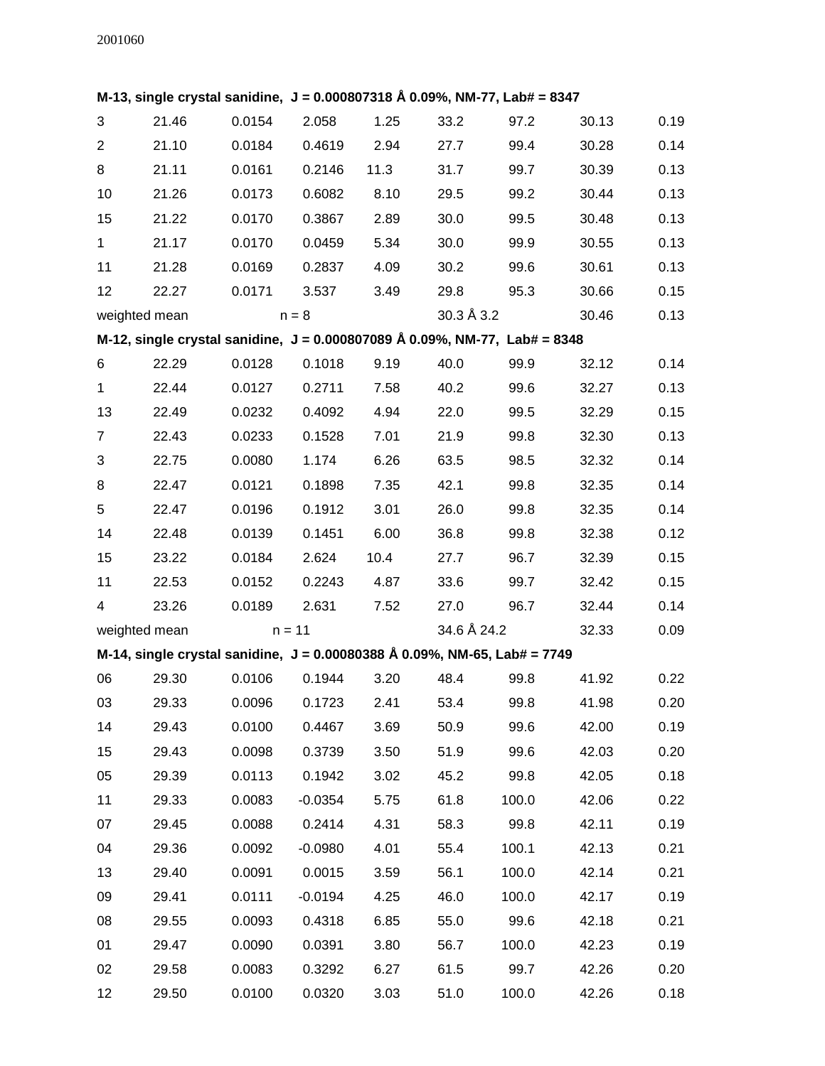**M-13, single crystal sanidine, J = 0.000807318 Å 0.09%, NM-77, Lab# = 8347**

| | | | | | | | | |
|---|---|---|---|---|---|---|---|---|
| 3 | 21.46 | 0.0154 | 2.058 | 1.25 | 33.2 | 97.2 | 30.13 | 0.19 |
| 2 | 21.10 | 0.0184 | 0.4619 | 2.94 | 27.7 | 99.4 | 30.28 | 0.14 |
| 8 | 21.11 | 0.0161 | 0.2146 | 11.3 | 31.7 | 99.7 | 30.39 | 0.13 |
| 10 | 21.26 | 0.0173 | 0.6082 | 8.10 | 29.5 | 99.2 | 30.44 | 0.13 |
| 15 | 21.22 | 0.0170 | 0.3867 | 2.89 | 30.0 | 99.5 | 30.48 | 0.13 |
| 1 | 21.17 | 0.0170 | 0.0459 | 5.34 | 30.0 | 99.9 | 30.55 | 0.13 |
| 11 | 21.28 | 0.0169 | 0.2837 | 4.09 | 30.2 | 99.6 | 30.61 | 0.13 |
| 12 | 22.27 | 0.0171 | 3.537 | 3.49 | 29.8 | 95.3 | 30.66 | 0.15 |
| weighted mean | | n = 8 | | | 30.3 Å 3.2 | | 30.46 | 0.13 |

**M-12, single crystal sanidine, J = 0.000807089 Å 0.09%, NM-77, Lab# = 8348**

| | | | | | | | | |
|---|---|---|---|---|---|---|---|---|
| 6 | 22.29 | 0.0128 | 0.1018 | 9.19 | 40.0 | 99.9 | 32.12 | 0.14 |
| 1 | 22.44 | 0.0127 | 0.2711 | 7.58 | 40.2 | 99.6 | 32.27 | 0.13 |
| 13 | 22.49 | 0.0232 | 0.4092 | 4.94 | 22.0 | 99.5 | 32.29 | 0.15 |
| 7 | 22.43 | 0.0233 | 0.1528 | 7.01 | 21.9 | 99.8 | 32.30 | 0.13 |
| 3 | 22.75 | 0.0080 | 1.174 | 6.26 | 63.5 | 98.5 | 32.32 | 0.14 |
| 8 | 22.47 | 0.0121 | 0.1898 | 7.35 | 42.1 | 99.8 | 32.35 | 0.14 |
| 5 | 22.47 | 0.0196 | 0.1912 | 3.01 | 26.0 | 99.8 | 32.35 | 0.14 |
| 14 | 22.48 | 0.0139 | 0.1451 | 6.00 | 36.8 | 99.8 | 32.38 | 0.12 |
| 15 | 23.22 | 0.0184 | 2.624 | 10.4 | 27.7 | 96.7 | 32.39 | 0.15 |
| 11 | 22.53 | 0.0152 | 0.2243 | 4.87 | 33.6 | 99.7 | 32.42 | 0.15 |
| 4 | 23.26 | 0.0189 | 2.631 | 7.52 | 27.0 | 96.7 | 32.44 | 0.14 |
| weighted mean | | n = 11 | | | 34.6 Å 24.2 | | 32.33 | 0.09 |

**M-14, single crystal sanidine, J = 0.00080388 Å 0.09%, NM-65, Lab# = 7749**

| | | | | | | | | |
|---|---|---|---|---|---|---|---|---|
| 06 | 29.30 | 0.0106 | 0.1944 | 3.20 | 48.4 | 99.8 | 41.92 | 0.22 |
| 03 | 29.33 | 0.0096 | 0.1723 | 2.41 | 53.4 | 99.8 | 41.98 | 0.20 |
| 14 | 29.43 | 0.0100 | 0.4467 | 3.69 | 50.9 | 99.6 | 42.00 | 0.19 |
| 15 | 29.43 | 0.0098 | 0.3739 | 3.50 | 51.9 | 99.6 | 42.03 | 0.20 |
| 05 | 29.39 | 0.0113 | 0.1942 | 3.02 | 45.2 | 99.8 | 42.05 | 0.18 |
| 11 | 29.33 | 0.0083 | -0.0354 | 5.75 | 61.8 | 100.0 | 42.06 | 0.22 |
| 07 | 29.45 | 0.0088 | 0.2414 | 4.31 | 58.3 | 99.8 | 42.11 | 0.19 |
| 04 | 29.36 | 0.0092 | -0.0980 | 4.01 | 55.4 | 100.1 | 42.13 | 0.21 |
| 13 | 29.40 | 0.0091 | 0.0015 | 3.59 | 56.1 | 100.0 | 42.14 | 0.21 |
| 09 | 29.41 | 0.0111 | -0.0194 | 4.25 | 46.0 | 100.0 | 42.17 | 0.19 |
| 08 | 29.55 | 0.0093 | 0.4318 | 6.85 | 55.0 | 99.6 | 42.18 | 0.21 |
| 01 | 29.47 | 0.0090 | 0.0391 | 3.80 | 56.7 | 100.0 | 42.23 | 0.19 |
| 02 | 29.58 | 0.0083 | 0.3292 | 6.27 | 61.5 | 99.7 | 42.26 | 0.20 |
| 12 | 29.50 | 0.0100 | 0.0320 | 3.03 | 51.0 | 100.0 | 42.26 | 0.18 |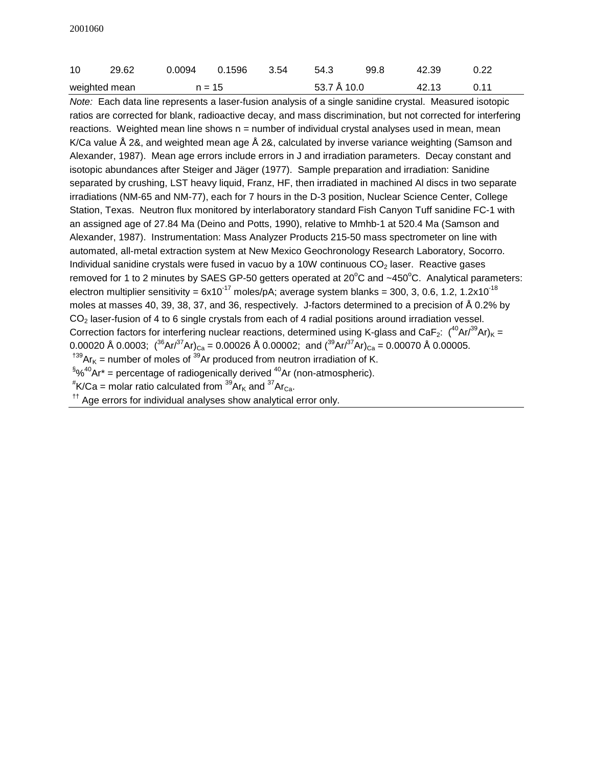| 10 | 29.62 | 0.0094 | 0.1596 | 3.54 | 54.3 | 99.8 | 42.39 | 0.22 |
|---|---|---|---|---|---|---|---|---|
| weighted mean | | n = 15 | | | 53.7 Å 10.0 | | 42.13 | 0.11 |

*Note:* Each data line represents a laser-fusion analysis of a single sanidine crystal. Measured isotopic ratios are corrected for blank, radioactive decay, and mass discrimination, but not corrected for interfering reactions. Weighted mean line shows n = number of individual crystal analyses used in mean, mean K/Ca value Å 2&, and weighted mean age Å 2&, calculated by inverse variance weighting (Samson and Alexander, 1987). Mean age errors include errors in J and irradiation parameters. Decay constant and isotopic abundances after Steiger and Jäger (1977). Sample preparation and irradiation: Sanidine separated by crushing, LST heavy liquid, Franz, HF, then irradiated in machined Al discs in two separate irradiations (NM-65 and NM-77), each for 7 hours in the D-3 position, Nuclear Science Center, College Station, Texas. Neutron flux monitored by interlaboratory standard Fish Canyon Tuff sanidine FC-1 with an assigned age of 27.84 Ma (Deino and Potts, 1990), relative to Mmhb-1 at 520.4 Ma (Samson and Alexander, 1987). Instrumentation: Mass Analyzer Products 215-50 mass spectrometer on line with automated, all-metal extraction system at New Mexico Geochronology Research Laboratory, Socorro. Individual sanidine crystals were fused in vacuo by a 10W continuous $CO_2$ laser. Reactive gases removed for 1 to 2 minutes by SAES GP-50 getters operated at 20°C and ~450°C. Analytical parameters: electron multiplier sensitivity = $6x10^{-17}$ moles/pA; average system blanks = 300, 3, 0.6, 1.2, $1.2x10^{-18}$ moles at masses 40, 39, 38, 37, and 36, respectively. J-factors determined to a precision of Å 0.2% by $CO_2$ laser-fusion of 4 to 6 single crystals from each of 4 radial positions around irradiation vessel. Correction factors for interfering nuclear reactions, determined using K-glass and $CaF_2$: $(^{40}Ar/^{39}Ar)_K$ = 0.00020 Å 0.0003; $(^{36}Ar/^{37}Ar)_{Ca}$ = 0.00026 Å 0.00002; and $(^{39}Ar/^{37}Ar)_{Ca}$ = 0.00070 Å 0.00005.

† $^{39}Ar_K$ = number of moles of $^{39}Ar$ produced from neutron irradiation of K.

§ %$^{40}Ar^*$ = percentage of radiogenically derived $^{40}Ar$ (non-atmospheric).

# K/Ca = molar ratio calculated from $^{39}Ar_K$ and $^{37}Ar_{Ca}$.

†† Age errors for individual analyses show analytical error only.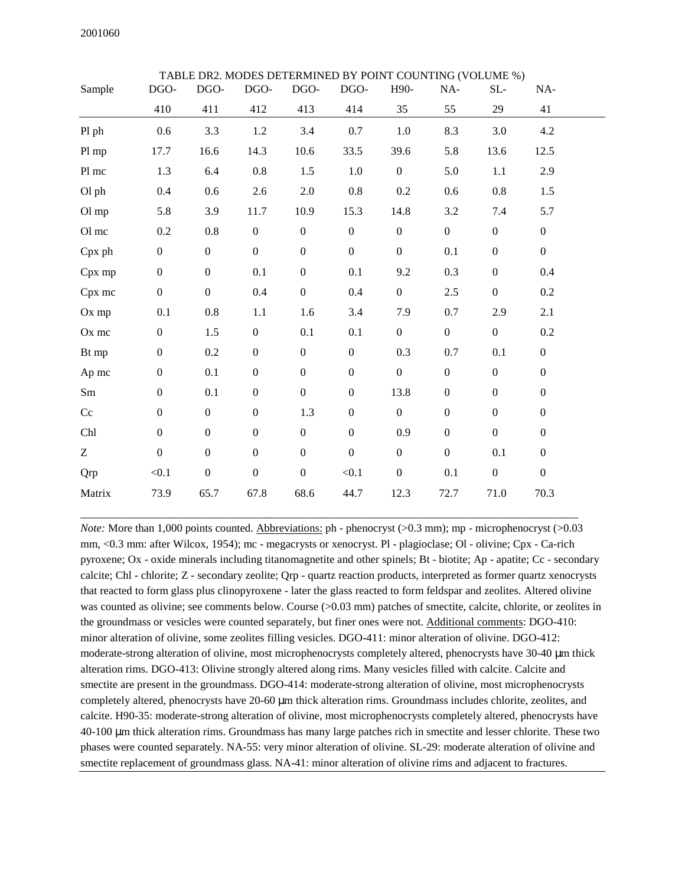TABLE DR2. MODES DETERMINED BY POINT COUNTING (VOLUME %)

| Sample | DGO-410 | DGO-411 | DGO-412 | DGO-413 | DGO-414 | H90-35 | NA-55 | SL-29 | NA-41 |
|---|---|---|---|---|---|---|---|---|---|
| Pl ph | 0.6 | 3.3 | 1.2 | 3.4 | 0.7 | 1.0 | 8.3 | 3.0 | 4.2 |
| Pl mp | 17.7 | 16.6 | 14.3 | 10.6 | 33.5 | 39.6 | 5.8 | 13.6 | 12.5 |
| Pl mc | 1.3 | 6.4 | 0.8 | 1.5 | 1.0 | 0 | 5.0 | 1.1 | 2.9 |
| Ol ph | 0.4 | 0.6 | 2.6 | 2.0 | 0.8 | 0.2 | 0.6 | 0.8 | 1.5 |
| Ol mp | 5.8 | 3.9 | 11.7 | 10.9 | 15.3 | 14.8 | 3.2 | 7.4 | 5.7 |
| Ol mc | 0.2 | 0.8 | 0 | 0 | 0 | 0 | 0 | 0 | 0 |
| Cpx ph | 0 | 0 | 0 | 0 | 0 | 0 | 0.1 | 0 | 0 |
| Cpx mp | 0 | 0 | 0.1 | 0 | 0.1 | 9.2 | 0.3 | 0 | 0.4 |
| Cpx mc | 0 | 0 | 0.4 | 0 | 0.4 | 0 | 2.5 | 0 | 0.2 |
| Ox mp | 0.1 | 0.8 | 1.1 | 1.6 | 3.4 | 7.9 | 0.7 | 2.9 | 2.1 |
| Ox mc | 0 | 1.5 | 0 | 0.1 | 0.1 | 0 | 0 | 0 | 0.2 |
| Bt mp | 0 | 0.2 | 0 | 0 | 0 | 0.3 | 0.7 | 0.1 | 0 |
| Ap mc | 0 | 0.1 | 0 | 0 | 0 | 0 | 0 | 0 | 0 |
| Sm | 0 | 0.1 | 0 | 0 | 0 | 13.8 | 0 | 0 | 0 |
| Cc | 0 | 0 | 0 | 1.3 | 0 | 0 | 0 | 0 | 0 |
| Chl | 0 | 0 | 0 | 0 | 0 | 0.9 | 0 | 0 | 0 |
| Z | 0 | 0 | 0 | 0 | 0 | 0 | 0 | 0.1 | 0 |
| Qrp | <0.1 | 0 | 0 | 0 | <0.1 | 0 | 0.1 | 0 | 0 |
| Matrix | 73.9 | 65.7 | 67.8 | 68.6 | 44.7 | 12.3 | 72.7 | 71.0 | 70.3 |

*Note:* More than 1,000 points counted. Abbreviations: ph - phenocryst (>0.3 mm); mp - microphenocryst (>0.03 mm, <0.3 mm: after Wilcox, 1954); mc - megacrysts or xenocryst. Pl - plagioclase; Ol - olivine; Cpx - Ca-rich pyroxene; Ox - oxide minerals including titanomagnetite and other spinels; Bt - biotite; Ap - apatite; Cc - secondary calcite; Chl - chlorite; Z - secondary zeolite; Qrp - quartz reaction products, interpreted as former quartz xenocrysts that reacted to form glass plus clinopyroxene - later the glass reacted to form feldspar and zeolites. Altered olivine was counted as olivine; see comments below. Course (>0.03 mm) patches of smectite, calcite, chlorite, or zeolites in the groundmass or vesicles were counted separately, but finer ones were not. Additional comments: DGO-410: minor alteration of olivine, some zeolites filling vesicles. DGO-411: minor alteration of olivine. DGO-412: moderate-strong alteration of olivine, most microphenocrysts completely altered, phenocrysts have 30-40 μm thick alteration rims. DGO-413: Olivine strongly altered along rims. Many vesicles filled with calcite. Calcite and smectite are present in the groundmass. DGO-414: moderate-strong alteration of olivine, most microphenocrysts completely altered, phenocrysts have 20-60 μm thick alteration rims. Groundmass includes chlorite, zeolites, and calcite. H90-35: moderate-strong alteration of olivine, most microphenocrysts completely altered, phenocrysts have 40-100 μm thick alteration rims. Groundmass has many large patches rich in smectite and lesser chlorite. These two phases were counted separately. NA-55: very minor alteration of olivine. SL-29: moderate alteration of olivine and smectite replacement of groundmass glass. NA-41: minor alteration of olivine rims and adjacent to fractures.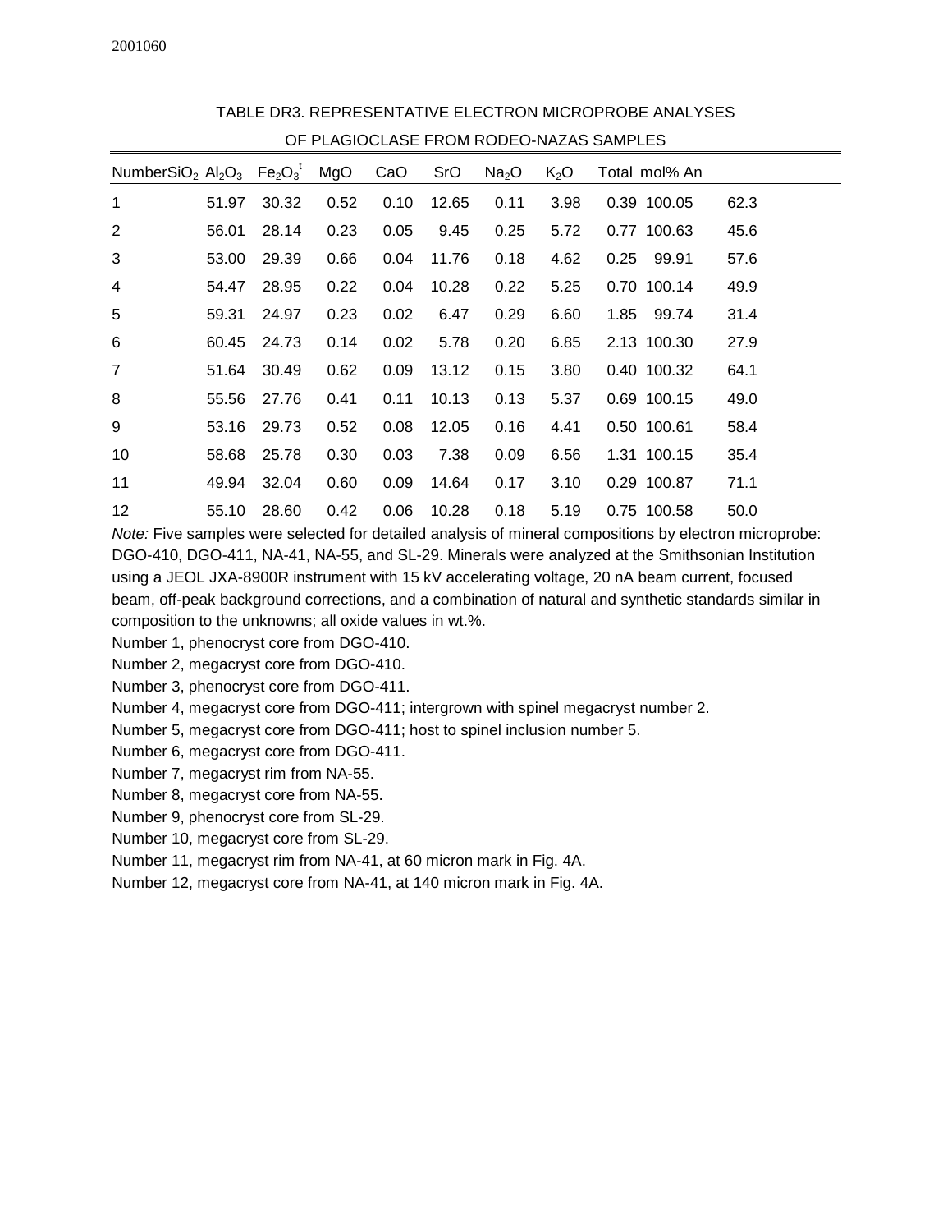TABLE DR3. REPRESENTATIVE ELECTRON MICROPROBE ANALYSES OF PLAGIOCLASE FROM RODEO-NAZAS SAMPLES

| Number | $SiO_2$ | $Al_2O_3$ | $Fe_2O_3^t$ | MgO | CaO | SrO | $Na_2O$ | $K_2O$ | Total | mol% An |
|---|---|---|---|---|---|---|---|---|---|---|
| 1 | 51.97 | 30.32 | 0.52 | 0.10 | 12.65 | 0.11 | 3.98 | 0.39 | 100.05 | 62.3 |
| 2 | 56.01 | 28.14 | 0.23 | 0.05 | 9.45 | 0.25 | 5.72 | 0.77 | 100.63 | 45.6 |
| 3 | 53.00 | 29.39 | 0.66 | 0.04 | 11.76 | 0.18 | 4.62 | 0.25 | 99.91 | 57.6 |
| 4 | 54.47 | 28.95 | 0.22 | 0.04 | 10.28 | 0.22 | 5.25 | 0.70 | 100.14 | 49.9 |
| 5 | 59.31 | 24.97 | 0.23 | 0.02 | 6.47 | 0.29 | 6.60 | 1.85 | 99.74 | 31.4 |
| 6 | 60.45 | 24.73 | 0.14 | 0.02 | 5.78 | 0.20 | 6.85 | 2.13 | 100.30 | 27.9 |
| 7 | 51.64 | 30.49 | 0.62 | 0.09 | 13.12 | 0.15 | 3.80 | 0.40 | 100.32 | 64.1 |
| 8 | 55.56 | 27.76 | 0.41 | 0.11 | 10.13 | 0.13 | 5.37 | 0.69 | 100.15 | 49.0 |
| 9 | 53.16 | 29.73 | 0.52 | 0.08 | 12.05 | 0.16 | 4.41 | 0.50 | 100.61 | 58.4 |
| 10 | 58.68 | 25.78 | 0.30 | 0.03 | 7.38 | 0.09 | 6.56 | 1.31 | 100.15 | 35.4 |
| 11 | 49.94 | 32.04 | 0.60 | 0.09 | 14.64 | 0.17 | 3.10 | 0.29 | 100.87 | 71.1 |
| 12 | 55.10 | 28.60 | 0.42 | 0.06 | 10.28 | 0.18 | 5.19 | 0.75 | 100.58 | 50.0 |

*Note:* Five samples were selected for detailed analysis of mineral compositions by electron microprobe: DGO-410, DGO-411, NA-41, NA-55, and SL-29. Minerals were analyzed at the Smithsonian Institution using a JEOL JXA-8900R instrument with 15 kV accelerating voltage, 20 nA beam current, focused beam, off-peak background corrections, and a combination of natural and synthetic standards similar in composition to the unknowns; all oxide values in wt.%.

Number 1, phenocryst core from DGO-410.

Number 2, megacryst core from DGO-410.

Number 3, phenocryst core from DGO-411.

Number 4, megacryst core from DGO-411; intergrown with spinel megacryst number 2.

Number 5, megacryst core from DGO-411; host to spinel inclusion number 5.

Number 6, megacryst core from DGO-411.

Number 7, megacryst rim from NA-55.

Number 8, megacryst core from NA-55.

Number 9, phenocryst core from SL-29.

Number 10, megacryst core from SL-29.

Number 11, megacryst rim from NA-41, at 60 micron mark in Fig. 4A.

Number 12, megacryst core from NA-41, at 140 micron mark in Fig. 4A.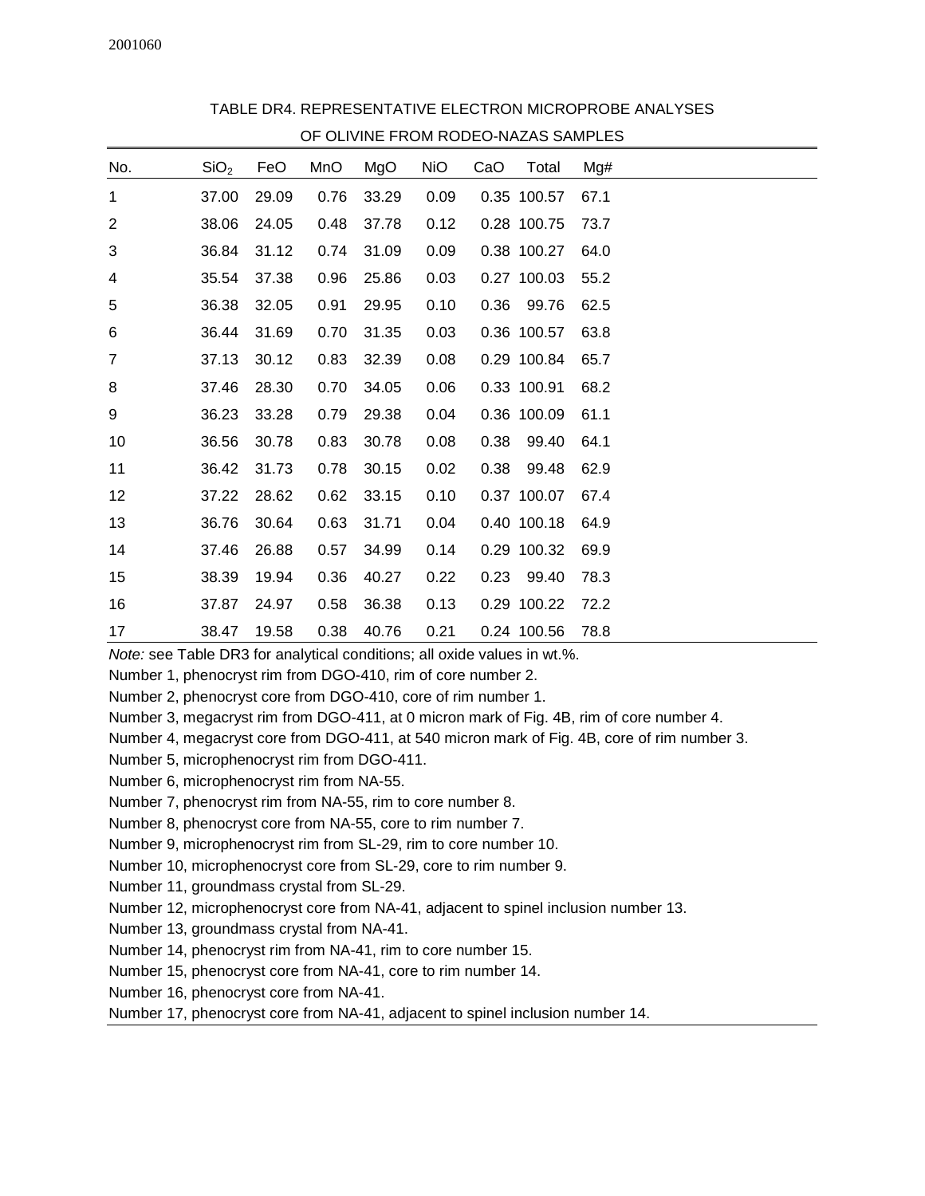2001060

TABLE DR4. REPRESENTATIVE ELECTRON MICROPROBE ANALYSES OF OLIVINE FROM RODEO-NAZAS SAMPLES

| No. | $SiO_2$ | FeO | MnO | MgO | NiO | CaO | Total | Mg# |
|---|---|---|---|---|---|---|---|---|
| 1 | 37.00 | 29.09 | 0.76 | 33.29 | 0.09 | 0.35 | 100.57 | 67.1 |
| 2 | 38.06 | 24.05 | 0.48 | 37.78 | 0.12 | 0.28 | 100.75 | 73.7 |
| 3 | 36.84 | 31.12 | 0.74 | 31.09 | 0.09 | 0.38 | 100.27 | 64.0 |
| 4 | 35.54 | 37.38 | 0.96 | 25.86 | 0.03 | 0.27 | 100.03 | 55.2 |
| 5 | 36.38 | 32.05 | 0.91 | 29.95 | 0.10 | 0.36 | 99.76 | 62.5 |
| 6 | 36.44 | 31.69 | 0.70 | 31.35 | 0.03 | 0.36 | 100.57 | 63.8 |
| 7 | 37.13 | 30.12 | 0.83 | 32.39 | 0.08 | 0.29 | 100.84 | 65.7 |
| 8 | 37.46 | 28.30 | 0.70 | 34.05 | 0.06 | 0.33 | 100.91 | 68.2 |
| 9 | 36.23 | 33.28 | 0.79 | 29.38 | 0.04 | 0.36 | 100.09 | 61.1 |
| 10 | 36.56 | 30.78 | 0.83 | 30.78 | 0.08 | 0.38 | 99.40 | 64.1 |
| 11 | 36.42 | 31.73 | 0.78 | 30.15 | 0.02 | 0.38 | 99.48 | 62.9 |
| 12 | 37.22 | 28.62 | 0.62 | 33.15 | 0.10 | 0.37 | 100.07 | 67.4 |
| 13 | 36.76 | 30.64 | 0.63 | 31.71 | 0.04 | 0.40 | 100.18 | 64.9 |
| 14 | 37.46 | 26.88 | 0.57 | 34.99 | 0.14 | 0.29 | 100.32 | 69.9 |
| 15 | 38.39 | 19.94 | 0.36 | 40.27 | 0.22 | 0.23 | 99.40 | 78.3 |
| 16 | 37.87 | 24.97 | 0.58 | 36.38 | 0.13 | 0.29 | 100.22 | 72.2 |
| 17 | 38.47 | 19.58 | 0.38 | 40.76 | 0.21 | 0.24 | 100.56 | 78.8 |

*Note:* see Table DR3 for analytical conditions; all oxide values in wt.%.

Number 1, phenocryst rim from DGO-410, rim of core number 2.

Number 2, phenocryst core from DGO-410, core of rim number 1.

Number 3, megacryst rim from DGO-411, at 0 micron mark of Fig. 4B, rim of core number 4.

Number 4, megacryst core from DGO-411, at 540 micron mark of Fig. 4B, core of rim number 3.

Number 5, microphenocryst rim from DGO-411.

Number 6, microphenocryst rim from NA-55.

Number 7, phenocryst rim from NA-55, rim to core number 8.

Number 8, phenocryst core from NA-55, core to rim number 7.

Number 9, microphenocryst rim from SL-29, rim to core number 10.

Number 10, microphenocryst core from SL-29, core to rim number 9.

Number 11, groundmass crystal from SL-29.

Number 12, microphenocryst core from NA-41, adjacent to spinel inclusion number 13.

Number 13, groundmass crystal from NA-41.

Number 14, phenocryst rim from NA-41, rim to core number 15.

Number 15, phenocryst core from NA-41, core to rim number 14.

Number 16, phenocryst core from NA-41.

Number 17, phenocryst core from NA-41, adjacent to spinel inclusion number 14.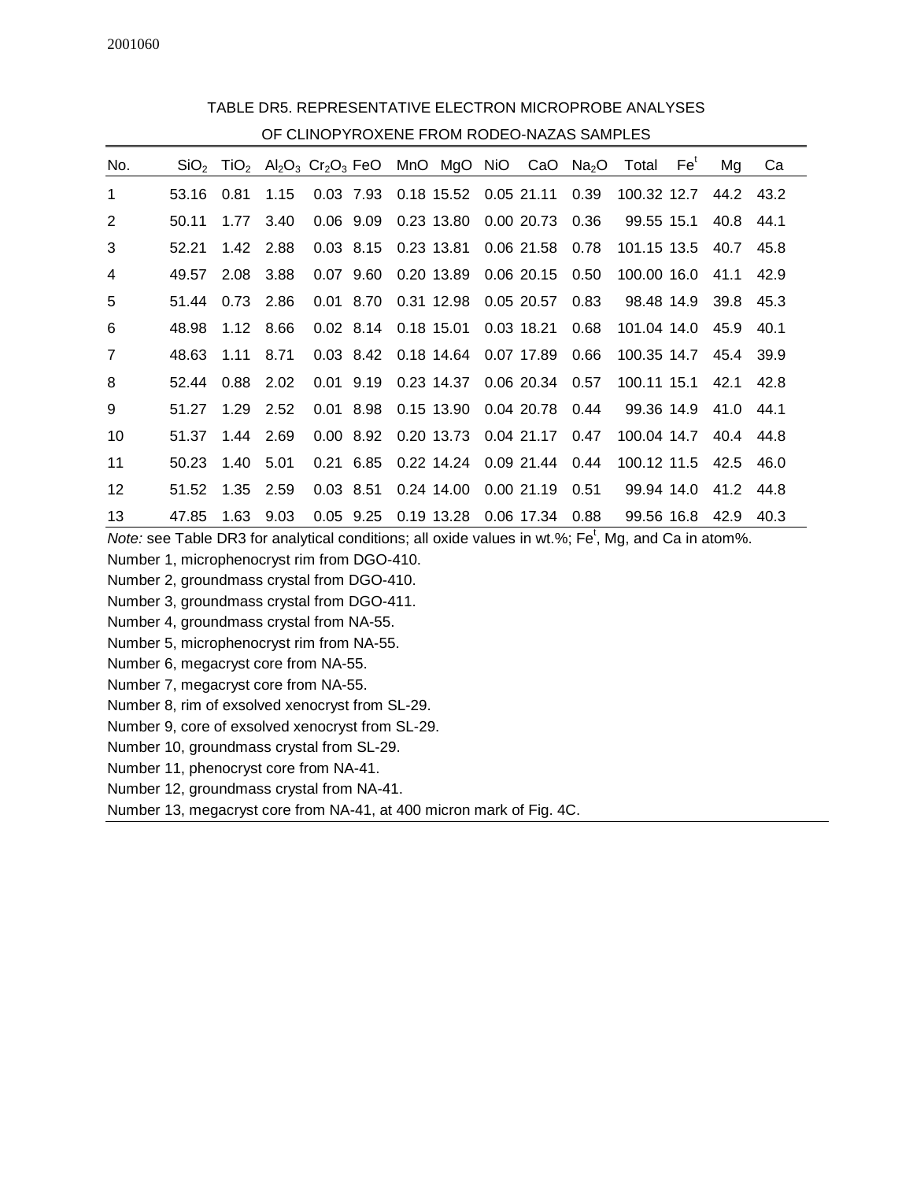2001060

TABLE DR5. REPRESENTATIVE ELECTRON MICROPROBE ANALYSES OF CLINOPYROXENE FROM RODEO-NAZAS SAMPLES

| No. | $SiO_2$ | $TiO_2$ | $Al_2O_3$ | $Cr_2O_3$ | FeO | MnO | MgO | NiO | CaO | $Na_2O$ | Total | $Fe^t$ | Mg | Ca |
|---|---|---|---|---|---|---|---|---|---|---|---|---|---|---|
| 1 | 53.16 | 0.81 | 1.15 | 0.03 | 7.93 | 0.18 | 15.52 | 0.05 | 21.11 | 0.39 | 100.32 | 12.7 | 44.2 | 43.2 |
| 2 | 50.11 | 1.77 | 3.40 | 0.06 | 9.09 | 0.23 | 13.80 | 0.00 | 20.73 | 0.36 | 99.55 | 15.1 | 40.8 | 44.1 |
| 3 | 52.21 | 1.42 | 2.88 | 0.03 | 8.15 | 0.23 | 13.81 | 0.06 | 21.58 | 0.78 | 101.15 | 13.5 | 40.7 | 45.8 |
| 4 | 49.57 | 2.08 | 3.88 | 0.07 | 9.60 | 0.20 | 13.89 | 0.06 | 20.15 | 0.50 | 100.00 | 16.0 | 41.1 | 42.9 |
| 5 | 51.44 | 0.73 | 2.86 | 0.01 | 8.70 | 0.31 | 12.98 | 0.05 | 20.57 | 0.83 | 98.48 | 14.9 | 39.8 | 45.3 |
| 6 | 48.98 | 1.12 | 8.66 | 0.02 | 8.14 | 0.18 | 15.01 | 0.03 | 18.21 | 0.68 | 101.04 | 14.0 | 45.9 | 40.1 |
| 7 | 48.63 | 1.11 | 8.71 | 0.03 | 8.42 | 0.18 | 14.64 | 0.07 | 17.89 | 0.66 | 100.35 | 14.7 | 45.4 | 39.9 |
| 8 | 52.44 | 0.88 | 2.02 | 0.01 | 9.19 | 0.23 | 14.37 | 0.06 | 20.34 | 0.57 | 100.11 | 15.1 | 42.1 | 42.8 |
| 9 | 51.27 | 1.29 | 2.52 | 0.01 | 8.98 | 0.15 | 13.90 | 0.04 | 20.78 | 0.44 | 99.36 | 14.9 | 41.0 | 44.1 |
| 10 | 51.37 | 1.44 | 2.69 | 0.00 | 8.92 | 0.20 | 13.73 | 0.04 | 21.17 | 0.47 | 100.04 | 14.7 | 40.4 | 44.8 |
| 11 | 50.23 | 1.40 | 5.01 | 0.21 | 6.85 | 0.22 | 14.24 | 0.09 | 21.44 | 0.44 | 100.12 | 11.5 | 42.5 | 46.0 |
| 12 | 51.52 | 1.35 | 2.59 | 0.03 | 8.51 | 0.24 | 14.00 | 0.00 | 21.19 | 0.51 | 99.94 | 14.0 | 41.2 | 44.8 |
| 13 | 47.85 | 1.63 | 9.03 | 0.05 | 9.25 | 0.19 | 13.28 | 0.06 | 17.34 | 0.88 | 99.56 | 16.8 | 42.9 | 40.3 |

*Note:* see Table DR3 for analytical conditions; all oxide values in wt.%; $Fe^t$, Mg, and Ca in atom%.

Number 1, microphenocryst rim from DGO-410.

Number 2, groundmass crystal from DGO-410.

Number 3, groundmass crystal from DGO-411.

Number 4, groundmass crystal from NA-55.

Number 5, microphenocryst rim from NA-55.

Number 6, megacryst core from NA-55.

Number 7, megacryst core from NA-55.

Number 8, rim of exsolved xenocryst from SL-29.

Number 9, core of exsolved xenocryst from SL-29.

Number 10, groundmass crystal from SL-29.

Number 11, phenocryst core from NA-41.

Number 12, groundmass crystal from NA-41.

Number 13, megacryst core from NA-41, at 400 micron mark of Fig. 4C.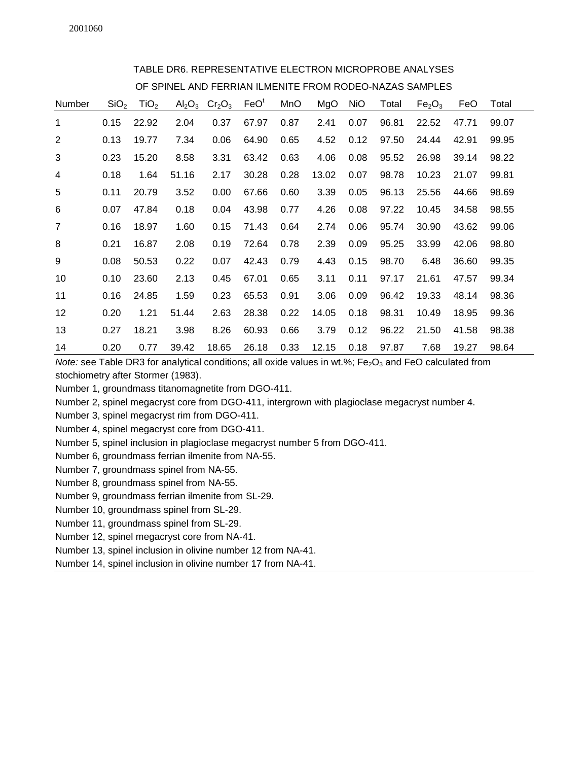2001060

TABLE DR6. REPRESENTATIVE ELECTRON MICROPROBE ANALYSES OF SPINEL AND FERRIAN ILMENITE FROM RODEO-NAZAS SAMPLES

| Number | $SiO_2$ | $TiO_2$ | $Al_2O_3$ | $Cr_2O_3$ | $FeO^t$ | MnO | MgO | NiO | Total | $Fe_2O_3$ | FeO | Total |
|---|---|---|---|---|---|---|---|---|---|---|---|---|
| 1 | 0.15 | 22.92 | 2.04 | 0.37 | 67.97 | 0.87 | 2.41 | 0.07 | 96.81 | 22.52 | 47.71 | 99.07 |
| 2 | 0.13 | 19.77 | 7.34 | 0.06 | 64.90 | 0.65 | 4.52 | 0.12 | 97.50 | 24.44 | 42.91 | 99.95 |
| 3 | 0.23 | 15.20 | 8.58 | 3.31 | 63.42 | 0.63 | 4.06 | 0.08 | 95.52 | 26.98 | 39.14 | 98.22 |
| 4 | 0.18 | 1.64 | 51.16 | 2.17 | 30.28 | 0.28 | 13.02 | 0.07 | 98.78 | 10.23 | 21.07 | 99.81 |
| 5 | 0.11 | 20.79 | 3.52 | 0.00 | 67.66 | 0.60 | 3.39 | 0.05 | 96.13 | 25.56 | 44.66 | 98.69 |
| 6 | 0.07 | 47.84 | 0.18 | 0.04 | 43.98 | 0.77 | 4.26 | 0.08 | 97.22 | 10.45 | 34.58 | 98.55 |
| 7 | 0.16 | 18.97 | 1.60 | 0.15 | 71.43 | 0.64 | 2.74 | 0.06 | 95.74 | 30.90 | 43.62 | 99.06 |
| 8 | 0.21 | 16.87 | 2.08 | 0.19 | 72.64 | 0.78 | 2.39 | 0.09 | 95.25 | 33.99 | 42.06 | 98.80 |
| 9 | 0.08 | 50.53 | 0.22 | 0.07 | 42.43 | 0.79 | 4.43 | 0.15 | 98.70 | 6.48 | 36.60 | 99.35 |
| 10 | 0.10 | 23.60 | 2.13 | 0.45 | 67.01 | 0.65 | 3.11 | 0.11 | 97.17 | 21.61 | 47.57 | 99.34 |
| 11 | 0.16 | 24.85 | 1.59 | 0.23 | 65.53 | 0.91 | 3.06 | 0.09 | 96.42 | 19.33 | 48.14 | 98.36 |
| 12 | 0.20 | 1.21 | 51.44 | 2.63 | 28.38 | 0.22 | 14.05 | 0.18 | 98.31 | 10.49 | 18.95 | 99.36 |
| 13 | 0.27 | 18.21 | 3.98 | 8.26 | 60.93 | 0.66 | 3.79 | 0.12 | 96.22 | 21.50 | 41.58 | 98.38 |
| 14 | 0.20 | 0.77 | 39.42 | 18.65 | 26.18 | 0.33 | 12.15 | 0.18 | 97.87 | 7.68 | 19.27 | 98.64 |

*Note:* see Table DR3 for analytical conditions; all oxide values in wt.%; $Fe_2O_3$ and FeO calculated from stochiometry after Stormer (1983).

Number 1, groundmass titanomagnetite from DGO-411.

Number 2, spinel megacryst core from DGO-411, intergrown with plagioclase megacryst number 4.

Number 3, spinel megacryst rim from DGO-411.

Number 4, spinel megacryst core from DGO-411.

Number 5, spinel inclusion in plagioclase megacryst number 5 from DGO-411.

Number 6, groundmass ferrian ilmenite from NA-55.

Number 7, groundmass spinel from NA-55.

Number 8, groundmass spinel from NA-55.

Number 9, groundmass ferrian ilmenite from SL-29.

Number 10, groundmass spinel from SL-29.

Number 11, groundmass spinel from SL-29.

Number 12, spinel megacryst core from NA-41.

Number 13, spinel inclusion in olivine number 12 from NA-41.

Number 14, spinel inclusion in olivine number 17 from NA-41.